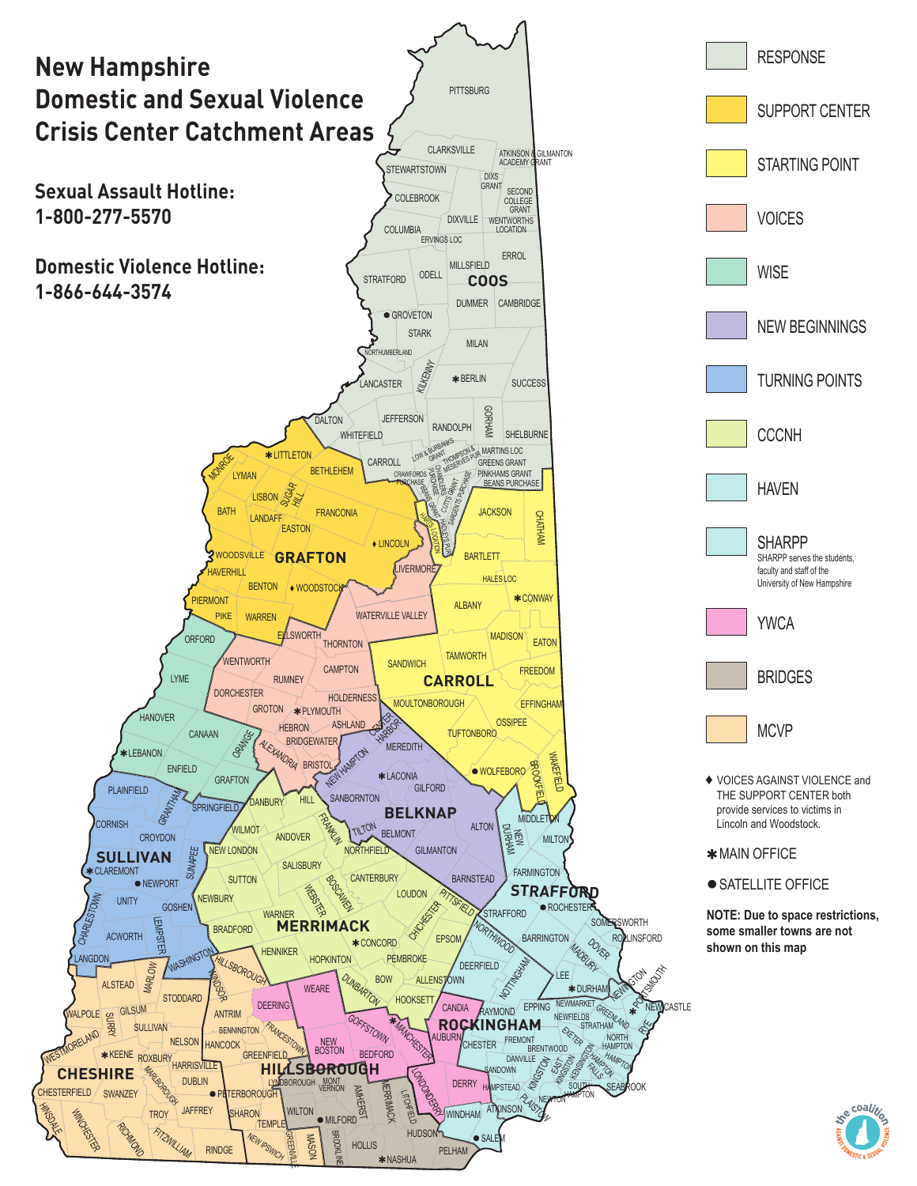# New Hampshire Domestic and Sexual Violence Crisis Center Catchment Areas

**Sexual Assault Hotline: 1-800-277-5570**

**Domestic Violence Hotline: 1-866-644-3574**

- RESPONSE
- SUPPORT CENTER
- STARTING POINT
- VOICES
- WISE
- NEW BEGINNINGS
- TURNING POINTS
- CCCNH
- HAVEN
- SHARPP
  SHARPP serves the students, faculty and staff of the University of New Hampshire
- YWCA
- BRIDGES
- MCVP

♦ VOICES AGAINST VIOLENCE and THE SUPPORT CENTER both provide services to victims in Lincoln and Woodstock.

✱ MAIN OFFICE

● SATELLITE OFFICE

**NOTE: Due to space restrictions, some smaller towns are not shown on this map**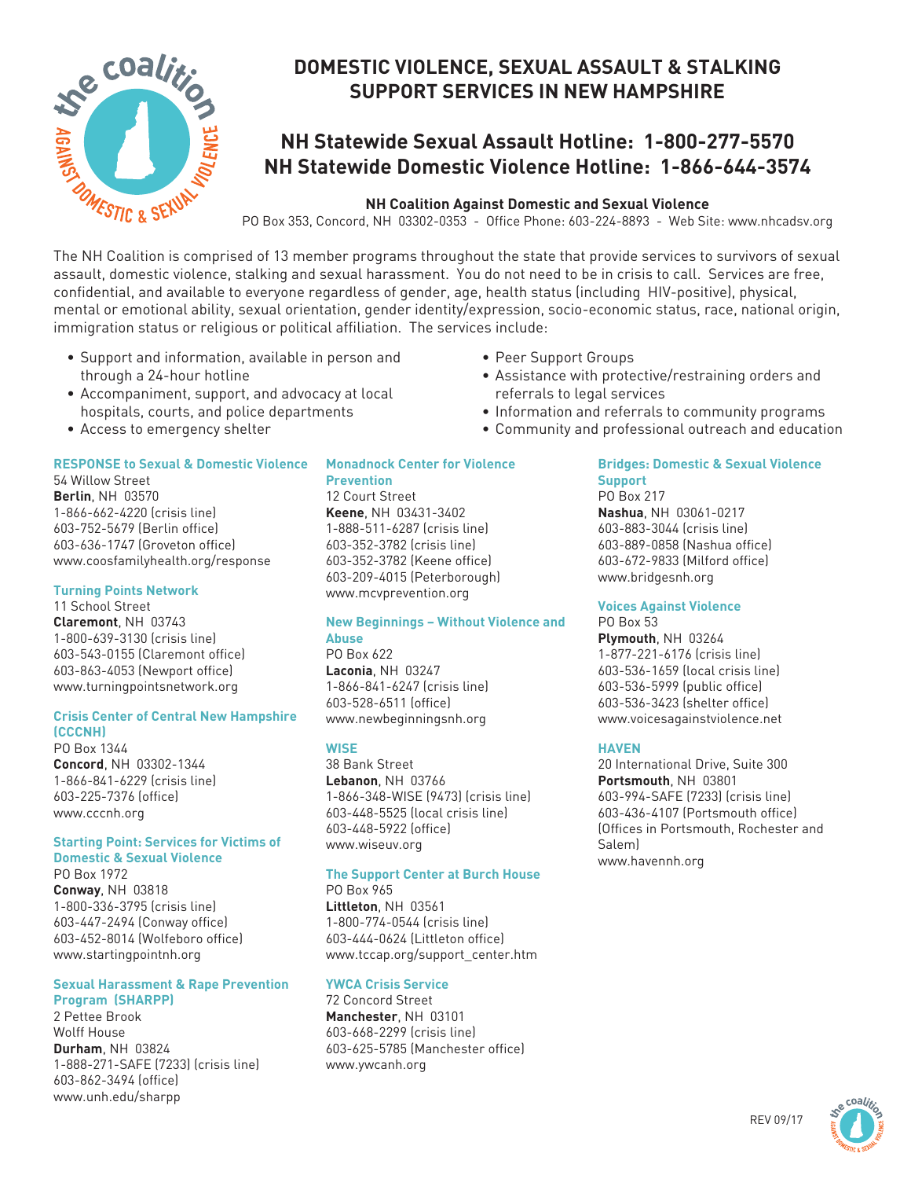# DOMESTIC VIOLENCE, SEXUAL ASSAULT & STALKING SUPPORT SERVICES IN NEW HAMPSHIRE

## NH Statewide Sexual Assault Hotline: 1-800-277-5570
## NH Statewide Domestic Violence Hotline: 1-866-644-3574

**NH Coalition Against Domestic and Sexual Violence**
PO Box 353, Concord, NH 03302-0353 - Office Phone: 603-224-8893 - Web Site: www.nhcadsv.org

The NH Coalition is comprised of 13 member programs throughout the state that provide services to survivors of sexual assault, domestic violence, stalking and sexual harassment. You do not need to be in crisis to call. Services are free, confidential, and available to everyone regardless of gender, age, health status (including HIV-positive), physical, mental or emotional ability, sexual orientation, gender identity/expression, socio-economic status, race, national origin, immigration status or religious or political affiliation. The services include:

- Support and information, available in person and through a 24-hour hotline
- Accompaniment, support, and advocacy at local hospitals, courts, and police departments
- Access to emergency shelter
- Peer Support Groups
- Assistance with protective/restraining orders and referrals to legal services
- Information and referrals to community programs
- Community and professional outreach and education

**RESPONSE to Sexual & Domestic Violence**
54 Willow Street
**Berlin**, NH 03570
1-866-662-4220 (crisis line)
603-752-5679 (Berlin office)
603-636-1747 (Groveton office)
www.coosfamilyhealth.org/response

**Turning Points Network**
11 School Street
**Claremont**, NH 03743
1-800-639-3130 (crisis line)
603-543-0155 (Claremont office)
603-863-4053 (Newport office)
www.turningpointsnetwork.org

**Crisis Center of Central New Hampshire (CCCNH)**
PO Box 1344
**Concord**, NH 03302-1344
1-866-841-6229 (crisis line)
603-225-7376 (office)
www.cccnh.org

**Starting Point: Services for Victims of Domestic & Sexual Violence**
PO Box 1972
**Conway**, NH 03818
1-800-336-3795 (crisis line)
603-447-2494 (Conway office)
603-452-8014 (Wolfeboro office)
www.startingpointnh.org

**Sexual Harassment & Rape Prevention Program (SHARPP)**
2 Pettee Brook
Wolff House
**Durham**, NH 03824
1-888-271-SAFE (7233) (crisis line)
603-862-3494 (office)
www.unh.edu/sharpp

**Monadnock Center for Violence Prevention**
12 Court Street
**Keene**, NH 03431-3402
1-888-511-6287 (crisis line)
603-352-3782 (crisis line)
603-352-3782 (Keene office)
603-209-4015 (Peterborough)
www.mcvprevention.org

**New Beginnings – Without Violence and Abuse**
PO Box 622
**Laconia**, NH 03247
1-866-841-6247 (crisis line)
603-528-6511 (office)
www.newbeginningsnh.org

**WISE**
38 Bank Street
**Lebanon**, NH 03766
1-866-348-WISE (9473) (crisis line)
603-448-5525 (local crisis line)
603-448-5922 (office)
www.wiseuv.org

**The Support Center at Burch House**
PO Box 965
**Littleton**, NH 03561
1-800-774-0544 (crisis line)
603-444-0624 (Littleton office)
www.tccap.org/support_center.htm

**YWCA Crisis Service**
72 Concord Street
**Manchester**, NH 03101
603-668-2299 (crisis line)
603-625-5785 (Manchester office)
www.ywcanh.org

**Bridges: Domestic & Sexual Violence Support**
PO Box 217
**Nashua**, NH 03061-0217
603-883-3044 (crisis line)
603-889-0858 (Nashua office)
603-672-9833 (Milford office)
www.bridgesnh.org

**Voices Against Violence**
PO Box 53
**Plymouth**, NH 03264
1-877-221-6176 (crisis line)
603-536-1659 (local crisis line)
603-536-5999 (public office)
603-536-3423 (shelter office)
www.voicesagainstviolence.net

**HAVEN**
20 International Drive, Suite 300
**Portsmouth**, NH 03801
603-994-SAFE (7233) (crisis line)
603-436-4107 (Portsmouth office)
(Offices in Portsmouth, Rochester and Salem)
www.havennh.org

REV 09/17